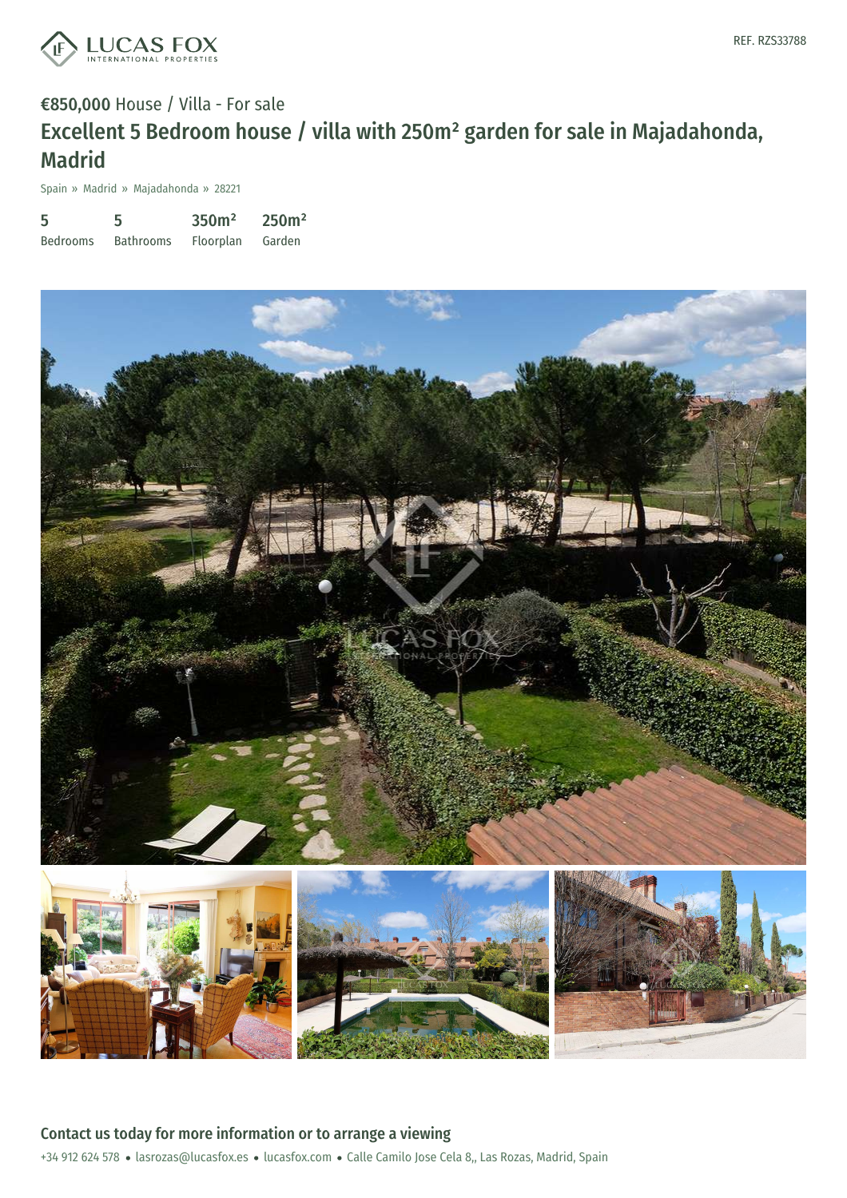REF. RZS33788

€850,000 House / Villa - For sale

# Excellent 5 Bedroom house / villa with 250m² garden for sale in Majadahonda, Madrid

Spain » Madrid » Majadahonda » 28221

| 5 | 5 | 350m² | 250m² |
|---|---|---|---|
| Bedrooms | Bathrooms | Floorplan | Garden |

## Contact us today for more information or to arrange a viewing

+34 912 624 578 • lasrozas@lucasfox.es • lucasfox.com • Calle Camilo Jose Cela 8,, Las Rozas, Madrid, Spain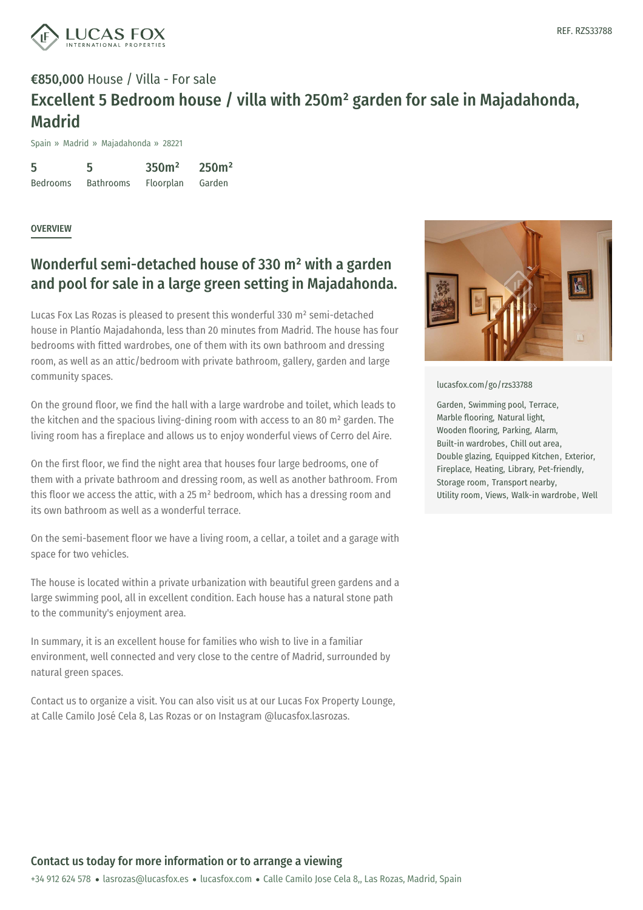REF. RZS33788

**€850,000** House / Villa - For sale

# Excellent 5 Bedroom house / villa with 250m² garden for sale in Majadahonda, Madrid

Spain » Madrid » Majadahonda » 28221

| 5 | 5 | 350m² | 250m² |
|---|---|---|---|
| Bedrooms | Bathrooms | Floorplan | Garden |

## OVERVIEW

## Wonderful semi-detached house of 330 m² with a garden and pool for sale in a large green setting in Majadahonda.

Lucas Fox Las Rozas is pleased to present this wonderful 330 m² semi-detached house in Plantío Majadahonda, less than 20 minutes from Madrid. The house has four bedrooms with fitted wardrobes, one of them with its own bathroom and dressing room, as well as an attic/bedroom with private bathroom, gallery, garden and large community spaces.

On the ground floor, we find the hall with a large wardrobe and toilet, which leads to the kitchen and the spacious living-dining room with access to an 80 m² garden. The living room has a fireplace and allows us to enjoy wonderful views of Cerro del Aire.

On the first floor, we find the night area that houses four large bedrooms, one of them with a private bathroom and dressing room, as well as another bathroom. From this floor we access the attic, with a 25 m² bedroom, which has a dressing room and its own bathroom as well as a wonderful terrace.

On the semi-basement floor we have a living room, a cellar, a toilet and a garage with space for two vehicles.

The house is located within a private urbanization with beautiful green gardens and a large swimming pool, all in excellent condition. Each house has a natural stone path to the community's enjoyment area.

In summary, it is an excellent house for families who wish to live in a familiar environment, well connected and very close to the centre of Madrid, surrounded by natural green spaces.

Contact us to organize a visit. You can also visit us at our Lucas Fox Property Lounge, at Calle Camilo José Cela 8, Las Rozas or on Instagram @lucasfox.lasrozas.

lucasfox.com/go/rzs33788

Garden, Swimming pool, Terrace, Marble flooring, Natural light, Wooden flooring, Parking, Alarm, Built-in wardrobes, Chill out area, Double glazing, Equipped Kitchen, Exterior, Fireplace, Heating, Library, Pet-friendly, Storage room, Transport nearby, Utility room, Views, Walk-in wardrobe, Well

## Contact us today for more information or to arrange a viewing

+34 912 624 578 • lasrozas@lucasfox.es • lucasfox.com • Calle Camilo Jose Cela 8,, Las Rozas, Madrid, Spain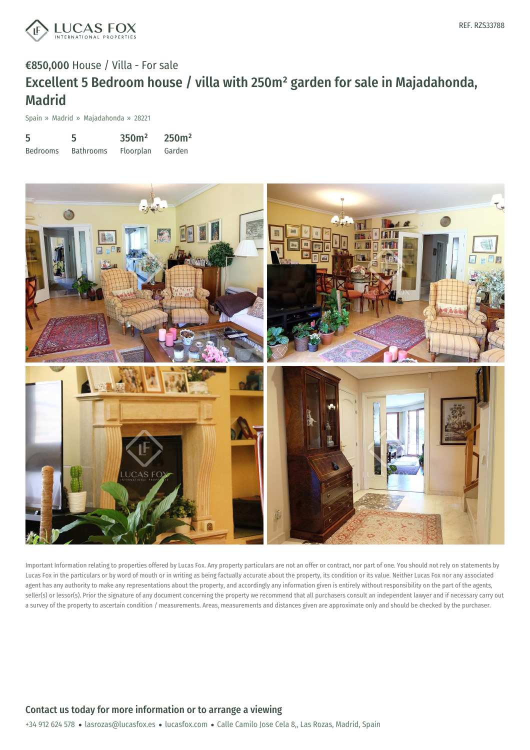REF. RZS33788

€850,000 House / Villa - For sale

# Excellent 5 Bedroom house / villa with 250m² garden for sale in Majadahonda, Madrid

Spain » Madrid » Majadahonda » 28221

| 5 | 5 | 350m² | 250m² |
| --- | --- | --- | --- |
| Bedrooms | Bathrooms | Floorplan | Garden |

Important Information relating to properties offered by Lucas Fox. Any property particulars are not an offer or contract, nor part of one. You should not rely on statements by Lucas Fox in the particulars or by word of mouth or in writing as being factually accurate about the property, its condition or its value. Neither Lucas Fox nor any associated agent has any authority to make any representations about the property, and accordingly any information given is entirely without responsibility on the part of the agents, seller(s) or lessor(s). Prior the signature of any document concerning the property we recommend that all purchasers consult an independent lawyer and if necessary carry out a survey of the property to ascertain condition / measurements. Areas, measurements and distances given are approximate only and should be checked by the purchaser.

## Contact us today for more information or to arrange a viewing

+34 912 624 578 • lasrozas@lucasfox.es • lucasfox.com • Calle Camilo Jose Cela 8,, Las Rozas, Madrid, Spain